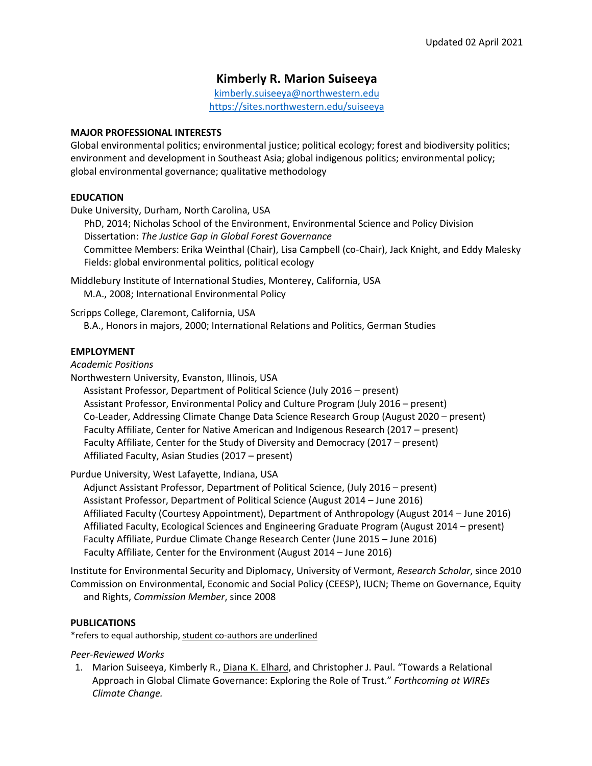Updated 02 April 2021

# Kimberly R. Marion Suiseeya

kimberly.suiseeya@northwestern.edu
https://sites.northwestern.edu/suiseeya

## MAJOR PROFESSIONAL INTERESTS

Global environmental politics; environmental justice; political ecology; forest and biodiversity politics; environment and development in Southeast Asia; global indigenous politics; environmental policy; global environmental governance; qualitative methodology

## EDUCATION

Duke University, Durham, North Carolina, USA
PhD, 2014; Nicholas School of the Environment, Environmental Science and Policy Division
Dissertation: *The Justice Gap in Global Forest Governance*
Committee Members: Erika Weinthal (Chair), Lisa Campbell (co-Chair), Jack Knight, and Eddy Malesky
Fields: global environmental politics, political ecology

Middlebury Institute of International Studies, Monterey, California, USA
M.A., 2008; International Environmental Policy

Scripps College, Claremont, California, USA
B.A., Honors in majors, 2000; International Relations and Politics, German Studies

## EMPLOYMENT

*Academic Positions*

Northwestern University, Evanston, Illinois, USA
Assistant Professor, Department of Political Science (July 2016 – present)
Assistant Professor, Environmental Policy and Culture Program (July 2016 – present)
Co-Leader, Addressing Climate Change Data Science Research Group (August 2020 – present)
Faculty Affiliate, Center for Native American and Indigenous Research (2017 – present)
Faculty Affiliate, Center for the Study of Diversity and Democracy (2017 – present)
Affiliated Faculty, Asian Studies (2017 – present)

Purdue University, West Lafayette, Indiana, USA
Adjunct Assistant Professor, Department of Political Science, (July 2016 – present)
Assistant Professor, Department of Political Science (August 2014 – June 2016)
Affiliated Faculty (Courtesy Appointment), Department of Anthropology (August 2014 – June 2016)
Affiliated Faculty, Ecological Sciences and Engineering Graduate Program (August 2014 – present)
Faculty Affiliate, Purdue Climate Change Research Center (June 2015 – June 2016)
Faculty Affiliate, Center for the Environment (August 2014 – June 2016)

Institute for Environmental Security and Diplomacy, University of Vermont, *Research Scholar*, since 2010
Commission on Environmental, Economic and Social Policy (CEESP), IUCN; Theme on Governance, Equity and Rights, *Commission Member*, since 2008

## PUBLICATIONS

*refers to equal authorship, <u>student co-authors are underlined</u>

*Peer-Reviewed Works*

1. Marion Suiseeya, Kimberly R., <u>Diana K. Elhard</u>, and Christopher J. Paul. "Towards a Relational Approach in Global Climate Governance: Exploring the Role of Trust." *Forthcoming at WIREs Climate Change.*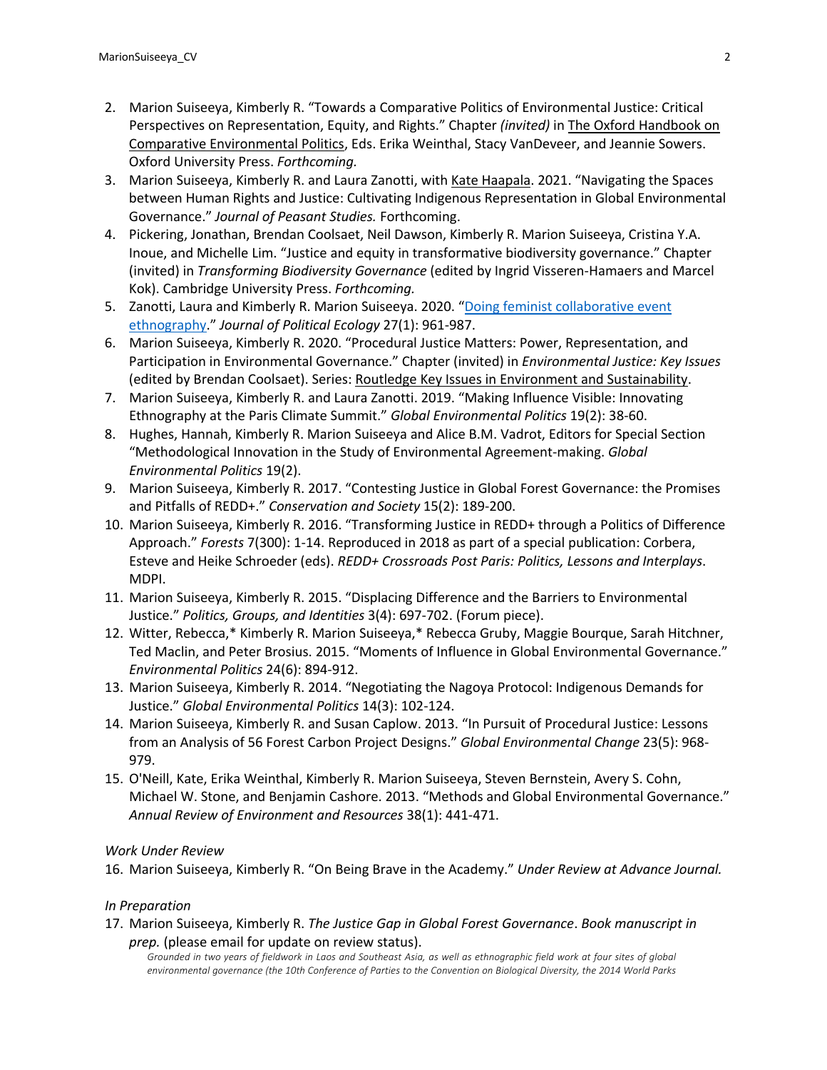2. Marion Suiseeya, Kimberly R. "Towards a Comparative Politics of Environmental Justice: Critical Perspectives on Representation, Equity, and Rights." Chapter *(invited)* in The Oxford Handbook on Comparative Environmental Politics, Eds. Erika Weinthal, Stacy VanDeveer, and Jeannie Sowers. Oxford University Press. *Forthcoming.*
3. Marion Suiseeya, Kimberly R. and Laura Zanotti, with Kate Haapala. 2021. "Navigating the Spaces between Human Rights and Justice: Cultivating Indigenous Representation in Global Environmental Governance." *Journal of Peasant Studies.* Forthcoming.
4. Pickering, Jonathan, Brendan Coolsaet, Neil Dawson, Kimberly R. Marion Suiseeya, Cristina Y.A. Inoue, and Michelle Lim. "Justice and equity in transformative biodiversity governance." Chapter (invited) in *Transforming Biodiversity Governance* (edited by Ingrid Visseren-Hamaers and Marcel Kok). Cambridge University Press. *Forthcoming.*
5. Zanotti, Laura and Kimberly R. Marion Suiseeya. 2020. "Doing feminist collaborative event ethnography." *Journal of Political Ecology* 27(1): 961-987.
6. Marion Suiseeya, Kimberly R. 2020. "Procedural Justice Matters: Power, Representation, and Participation in Environmental Governance." Chapter (invited) in *Environmental Justice: Key Issues* (edited by Brendan Coolsaet). Series: Routledge Key Issues in Environment and Sustainability.
7. Marion Suiseeya, Kimberly R. and Laura Zanotti. 2019. "Making Influence Visible: Innovating Ethnography at the Paris Climate Summit." *Global Environmental Politics* 19(2): 38-60.
8. Hughes, Hannah, Kimberly R. Marion Suiseeya and Alice B.M. Vadrot, Editors for Special Section "Methodological Innovation in the Study of Environmental Agreement-making. *Global Environmental Politics* 19(2).
9. Marion Suiseeya, Kimberly R. 2017. "Contesting Justice in Global Forest Governance: the Promises and Pitfalls of REDD+." *Conservation and Society* 15(2): 189-200.
10. Marion Suiseeya, Kimberly R. 2016. "Transforming Justice in REDD+ through a Politics of Difference Approach." *Forests* 7(300): 1-14. Reproduced in 2018 as part of a special publication: Corbera, Esteve and Heike Schroeder (eds). *REDD+ Crossroads Post Paris: Politics, Lessons and Interplays*. MDPI.
11. Marion Suiseeya, Kimberly R. 2015. "Displacing Difference and the Barriers to Environmental Justice." *Politics, Groups, and Identities* 3(4): 697-702. (Forum piece).
12. Witter, Rebecca,* Kimberly R. Marion Suiseeya,* Rebecca Gruby, Maggie Bourque, Sarah Hitchner, Ted Maclin, and Peter Brosius. 2015. "Moments of Influence in Global Environmental Governance." *Environmental Politics* 24(6): 894-912.
13. Marion Suiseeya, Kimberly R. 2014. "Negotiating the Nagoya Protocol: Indigenous Demands for Justice." *Global Environmental Politics* 14(3): 102-124.
14. Marion Suiseeya, Kimberly R. and Susan Caplow. 2013. "In Pursuit of Procedural Justice: Lessons from an Analysis of 56 Forest Carbon Project Designs." *Global Environmental Change* 23(5): 968-979.
15. O'Neill, Kate, Erika Weinthal, Kimberly R. Marion Suiseeya, Steven Bernstein, Avery S. Cohn, Michael W. Stone, and Benjamin Cashore. 2013. "Methods and Global Environmental Governance." *Annual Review of Environment and Resources* 38(1): 441-471.

*Work Under Review*

16. Marion Suiseeya, Kimberly R. "On Being Brave in the Academy." *Under Review at Advance Journal.*

*In Preparation*

17. Marion Suiseeya, Kimberly R. *The Justice Gap in Global Forest Governance*. *Book manuscript in prep.* (please email for update on review status).
    *Grounded in two years of fieldwork in Laos and Southeast Asia, as well as ethnographic field work at four sites of global environmental governance (the 10th Conference of Parties to the Convention on Biological Diversity, the 2014 World Parks*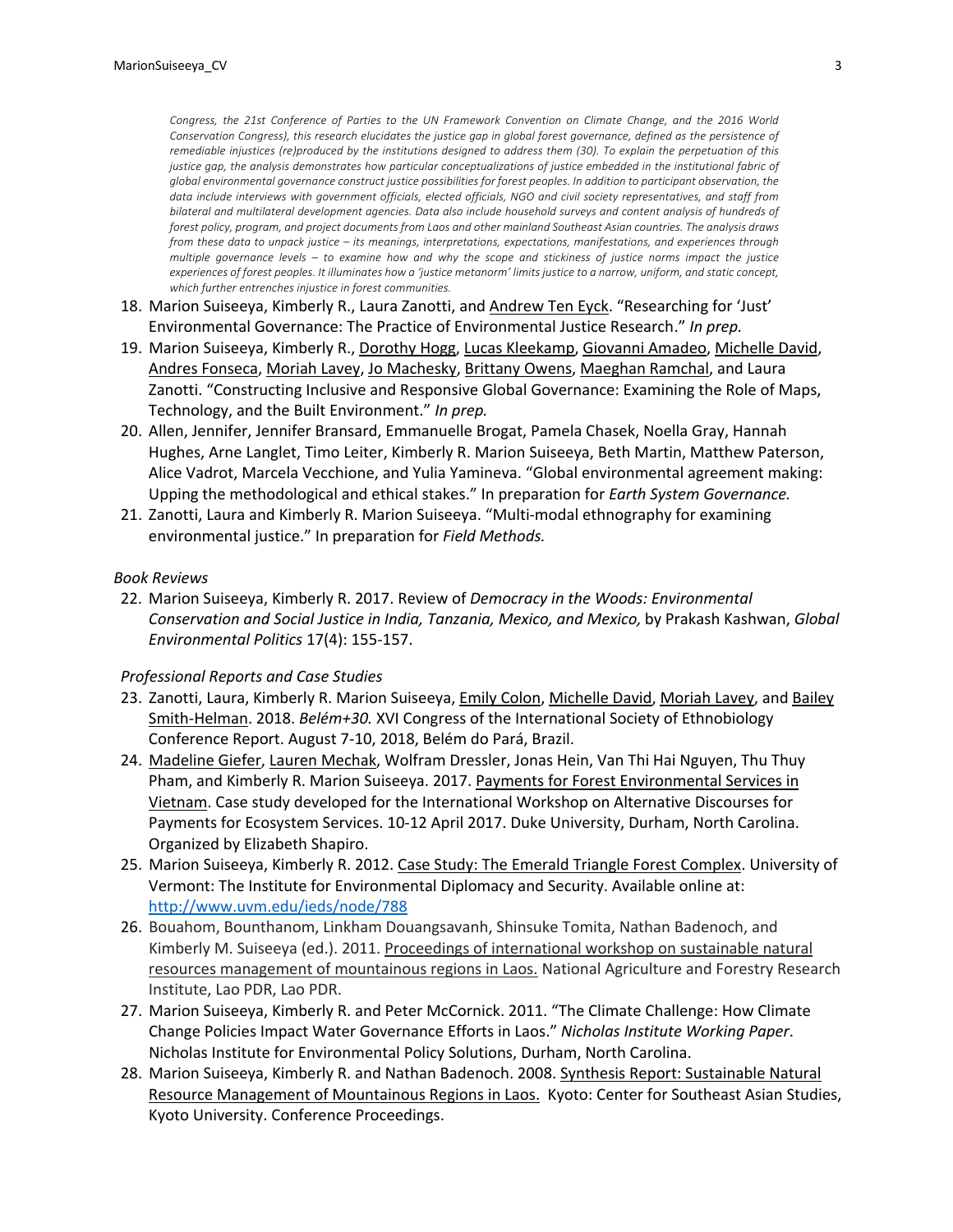*Congress, the 21st Conference of Parties to the UN Framework Convention on Climate Change, and the 2016 World Conservation Congress), this research elucidates the justice gap in global forest governance, defined as the persistence of remediable injustices (re)produced by the institutions designed to address them (30). To explain the perpetuation of this justice gap, the analysis demonstrates how particular conceptualizations of justice embedded in the institutional fabric of global environmental governance construct justice possibilities for forest peoples. In addition to participant observation, the data include interviews with government officials, elected officials, NGO and civil society representatives, and staff from bilateral and multilateral development agencies. Data also include household surveys and content analysis of hundreds of forest policy, program, and project documents from Laos and other mainland Southeast Asian countries. The analysis draws from these data to unpack justice – its meanings, interpretations, expectations, manifestations, and experiences through multiple governance levels – to examine how and why the scope and stickiness of justice norms impact the justice experiences of forest peoples. It illuminates how a 'justice metanorm' limits justice to a narrow, uniform, and static concept, which further entrenches injustice in forest communities.*

18. Marion Suiseeya, Kimberly R., Laura Zanotti, and <u>Andrew Ten Eyck</u>. "Researching for 'Just' Environmental Governance: The Practice of Environmental Justice Research." *In prep.*
19. Marion Suiseeya, Kimberly R., <u>Dorothy Hogg</u>, <u>Lucas Kleekamp</u>, <u>Giovanni Amadeo</u>, <u>Michelle David</u>, <u>Andres Fonseca</u>, <u>Moriah Lavey</u>, <u>Jo Machesky</u>, <u>Brittany Owens</u>, <u>Maeghan Ramchal</u>, and Laura Zanotti. "Constructing Inclusive and Responsive Global Governance: Examining the Role of Maps, Technology, and the Built Environment." *In prep.*
20. Allen, Jennifer, Jennifer Bransard, Emmanuelle Brogat, Pamela Chasek, Noella Gray, Hannah Hughes, Arne Langlet, Timo Leiter, Kimberly R. Marion Suiseeya, Beth Martin, Matthew Paterson, Alice Vadrot, Marcela Vecchione, and Yulia Yamineva. "Global environmental agreement making: Upping the methodological and ethical stakes." In preparation for *Earth System Governance.*
21. Zanotti, Laura and Kimberly R. Marion Suiseeya. "Multi-modal ethnography for examining environmental justice." In preparation for *Field Methods.*

*Book Reviews*

22. Marion Suiseeya, Kimberly R. 2017. Review of *Democracy in the Woods: Environmental Conservation and Social Justice in India, Tanzania, Mexico, and Mexico,* by Prakash Kashwan, *Global Environmental Politics* 17(4): 155-157.

*Professional Reports and Case Studies*

23. Zanotti, Laura, Kimberly R. Marion Suiseeya, <u>Emily Colon</u>, <u>Michelle David</u>, <u>Moriah Lavey</u>, and <u>Bailey Smith-Helman</u>. 2018. *Belém+30.* XVI Congress of the International Society of Ethnobiology Conference Report. August 7-10, 2018, Belém do Pará, Brazil.
24. <u>Madeline Giefer</u>, <u>Lauren Mechak</u>, Wolfram Dressler, Jonas Hein, Van Thi Hai Nguyen, Thu Thuy Pham, and Kimberly R. Marion Suiseeya. 2017. <u>Payments for Forest Environmental Services in Vietnam</u>. Case study developed for the International Workshop on Alternative Discourses for Payments for Ecosystem Services. 10-12 April 2017. Duke University, Durham, North Carolina. Organized by Elizabeth Shapiro.
25. Marion Suiseeya, Kimberly R. 2012. <u>Case Study: The Emerald Triangle Forest Complex</u>. University of Vermont: The Institute for Environmental Diplomacy and Security. Available online at: http://www.uvm.edu/ieds/node/788
26. Bouahom, Bounthanom, Linkham Douangsavanh, Shinsuke Tomita, Nathan Badenoch, and Kimberly M. Suiseeya (ed.). 2011. <u>Proceedings of international workshop on sustainable natural resources management of mountainous regions in Laos.</u> National Agriculture and Forestry Research Institute, Lao PDR, Lao PDR.
27. Marion Suiseeya, Kimberly R. and Peter McCornick. 2011. "The Climate Challenge: How Climate Change Policies Impact Water Governance Efforts in Laos." *Nicholas Institute Working Paper*. Nicholas Institute for Environmental Policy Solutions, Durham, North Carolina.
28. Marion Suiseeya, Kimberly R. and Nathan Badenoch. 2008. <u>Synthesis Report: Sustainable Natural Resource Management of Mountainous Regions in Laos.</u> Kyoto: Center for Southeast Asian Studies, Kyoto University. Conference Proceedings.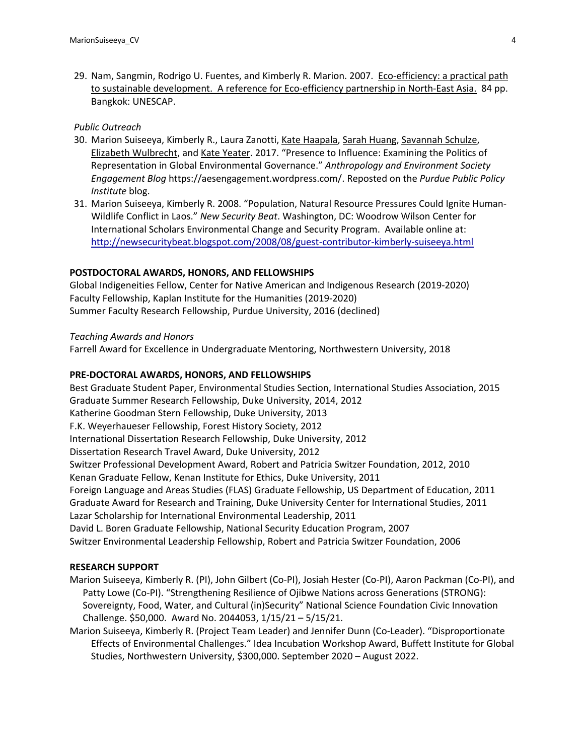29. Nam, Sangmin, Rodrigo U. Fuentes, and Kimberly R. Marion. 2007. Eco-efficiency: a practical path to sustainable development. A reference for Eco-efficiency partnership in North-East Asia. 84 pp. Bangkok: UNESCAP.

*Public Outreach*

30. Marion Suiseeya, Kimberly R., Laura Zanotti, Kate Haapala, Sarah Huang, Savannah Schulze, Elizabeth Wulbrecht, and Kate Yeater. 2017. "Presence to Influence: Examining the Politics of Representation in Global Environmental Governance." *Anthropology and Environment Society Engagement Blog* https://aesengagement.wordpress.com/. Reposted on the *Purdue Public Policy Institute* blog.
31. Marion Suiseeya, Kimberly R. 2008. "Population, Natural Resource Pressures Could Ignite Human-Wildlife Conflict in Laos." *New Security Beat*. Washington, DC: Woodrow Wilson Center for International Scholars Environmental Change and Security Program. Available online at: http://newsecuritybeat.blogspot.com/2008/08/guest-contributor-kimberly-suiseeya.html

## POSTDOCTORAL AWARDS, HONORS, AND FELLOWSHIPS

Global Indigeneities Fellow, Center for Native American and Indigenous Research (2019-2020)
Faculty Fellowship, Kaplan Institute for the Humanities (2019-2020)
Summer Faculty Research Fellowship, Purdue University, 2016 (declined)

*Teaching Awards and Honors*

Farrell Award for Excellence in Undergraduate Mentoring, Northwestern University, 2018

## PRE-DOCTORAL AWARDS, HONORS, AND FELLOWSHIPS

Best Graduate Student Paper, Environmental Studies Section, International Studies Association, 2015
Graduate Summer Research Fellowship, Duke University, 2014, 2012
Katherine Goodman Stern Fellowship, Duke University, 2013
F.K. Weyerhaueser Fellowship, Forest History Society, 2012
International Dissertation Research Fellowship, Duke University, 2012
Dissertation Research Travel Award, Duke University, 2012
Switzer Professional Development Award, Robert and Patricia Switzer Foundation, 2012, 2010
Kenan Graduate Fellow, Kenan Institute for Ethics, Duke University, 2011
Foreign Language and Areas Studies (FLAS) Graduate Fellowship, US Department of Education, 2011
Graduate Award for Research and Training, Duke University Center for International Studies, 2011
Lazar Scholarship for International Environmental Leadership, 2011
David L. Boren Graduate Fellowship, National Security Education Program, 2007
Switzer Environmental Leadership Fellowship, Robert and Patricia Switzer Foundation, 2006

## RESEARCH SUPPORT

Marion Suiseeya, Kimberly R. (PI), John Gilbert (Co-PI), Josiah Hester (Co-PI), Aaron Packman (Co-PI), and Patty Lowe (Co-PI). "Strengthening Resilience of Ojibwe Nations across Generations (STRONG): Sovereignty, Food, Water, and Cultural (in)Security" National Science Foundation Civic Innovation Challenge. $50,000. Award No. 2044053, 1/15/21 – 5/15/21.

Marion Suiseeya, Kimberly R. (Project Team Leader) and Jennifer Dunn (Co-Leader). "Disproportionate Effects of Environmental Challenges." Idea Incubation Workshop Award, Buffett Institute for Global Studies, Northwestern University, $300,000. September 2020 – August 2022.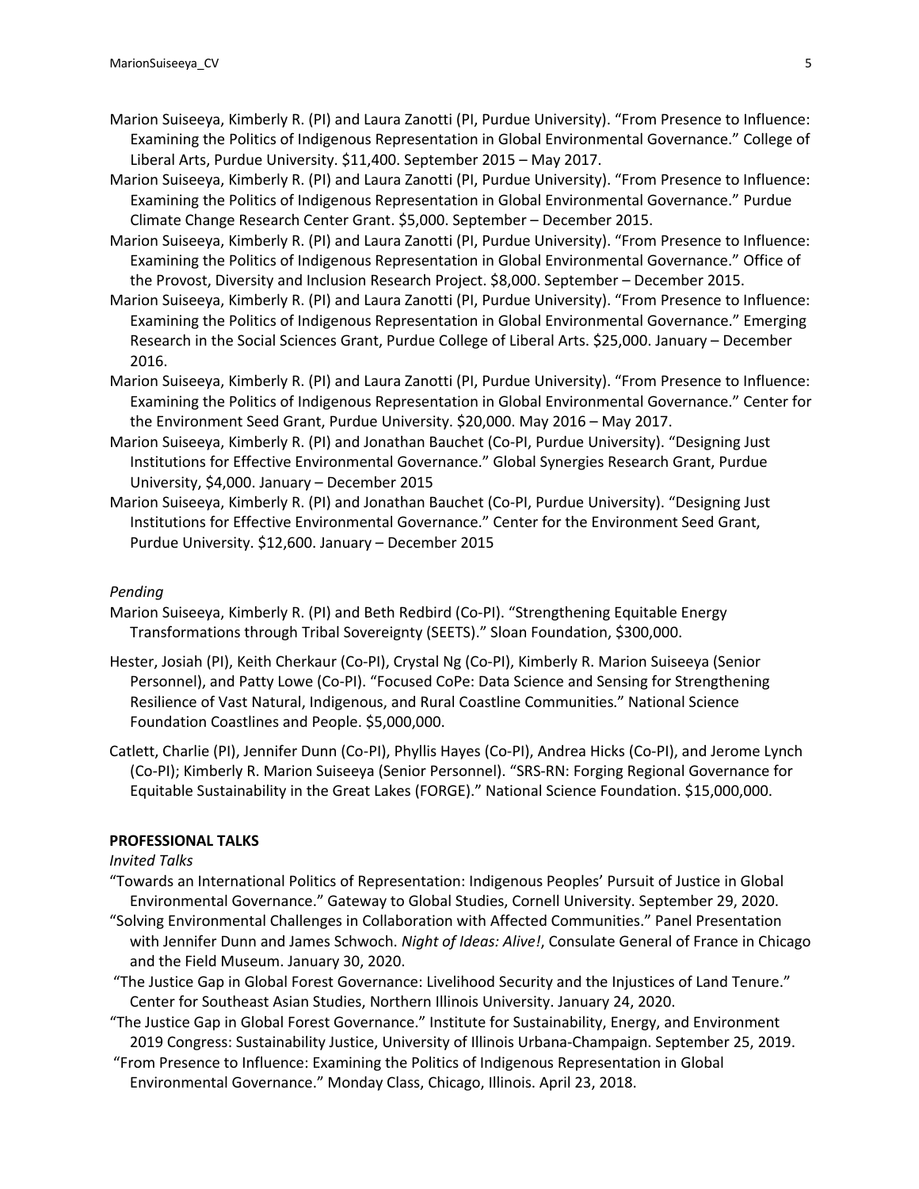Marion Suiseeya, Kimberly R. (PI) and Laura Zanotti (PI, Purdue University). "From Presence to Influence: Examining the Politics of Indigenous Representation in Global Environmental Governance." College of Liberal Arts, Purdue University. $11,400. September 2015 – May 2017.

Marion Suiseeya, Kimberly R. (PI) and Laura Zanotti (PI, Purdue University). "From Presence to Influence: Examining the Politics of Indigenous Representation in Global Environmental Governance." Purdue Climate Change Research Center Grant. $5,000. September – December 2015.

Marion Suiseeya, Kimberly R. (PI) and Laura Zanotti (PI, Purdue University). "From Presence to Influence: Examining the Politics of Indigenous Representation in Global Environmental Governance." Office of the Provost, Diversity and Inclusion Research Project. $8,000. September – December 2015.

Marion Suiseeya, Kimberly R. (PI) and Laura Zanotti (PI, Purdue University). "From Presence to Influence: Examining the Politics of Indigenous Representation in Global Environmental Governance." Emerging Research in the Social Sciences Grant, Purdue College of Liberal Arts. $25,000. January – December 2016.

Marion Suiseeya, Kimberly R. (PI) and Laura Zanotti (PI, Purdue University). "From Presence to Influence: Examining the Politics of Indigenous Representation in Global Environmental Governance." Center for the Environment Seed Grant, Purdue University. $20,000. May 2016 – May 2017.

Marion Suiseeya, Kimberly R. (PI) and Jonathan Bauchet (Co-PI, Purdue University). "Designing Just Institutions for Effective Environmental Governance." Global Synergies Research Grant, Purdue University, $4,000. January – December 2015

Marion Suiseeya, Kimberly R. (PI) and Jonathan Bauchet (Co-PI, Purdue University). "Designing Just Institutions for Effective Environmental Governance." Center for the Environment Seed Grant, Purdue University. $12,600. January – December 2015

*Pending*

Marion Suiseeya, Kimberly R. (PI) and Beth Redbird (Co-PI). "Strengthening Equitable Energy Transformations through Tribal Sovereignty (SEETS)." Sloan Foundation, $300,000.

Hester, Josiah (PI), Keith Cherkaur (Co-PI), Crystal Ng (Co-PI), Kimberly R. Marion Suiseeya (Senior Personnel), and Patty Lowe (Co-PI). "Focused CoPe: Data Science and Sensing for Strengthening Resilience of Vast Natural, Indigenous, and Rural Coastline Communities." National Science Foundation Coastlines and People. $5,000,000.

Catlett, Charlie (PI), Jennifer Dunn (Co-PI), Phyllis Hayes (Co-PI), Andrea Hicks (Co-PI), and Jerome Lynch (Co-PI); Kimberly R. Marion Suiseeya (Senior Personnel). "SRS-RN: Forging Regional Governance for Equitable Sustainability in the Great Lakes (FORGE)." National Science Foundation. $15,000,000.

**PROFESSIONAL TALKS**

*Invited Talks*

"Towards an International Politics of Representation: Indigenous Peoples' Pursuit of Justice in Global Environmental Governance." Gateway to Global Studies, Cornell University. September 29, 2020.

"Solving Environmental Challenges in Collaboration with Affected Communities." Panel Presentation with Jennifer Dunn and James Schwoch. *Night of Ideas: Alive!*, Consulate General of France in Chicago and the Field Museum. January 30, 2020.

"The Justice Gap in Global Forest Governance: Livelihood Security and the Injustices of Land Tenure." Center for Southeast Asian Studies, Northern Illinois University. January 24, 2020.

"The Justice Gap in Global Forest Governance." Institute for Sustainability, Energy, and Environment 2019 Congress: Sustainability Justice, University of Illinois Urbana-Champaign. September 25, 2019.

"From Presence to Influence: Examining the Politics of Indigenous Representation in Global Environmental Governance." Monday Class, Chicago, Illinois. April 23, 2018.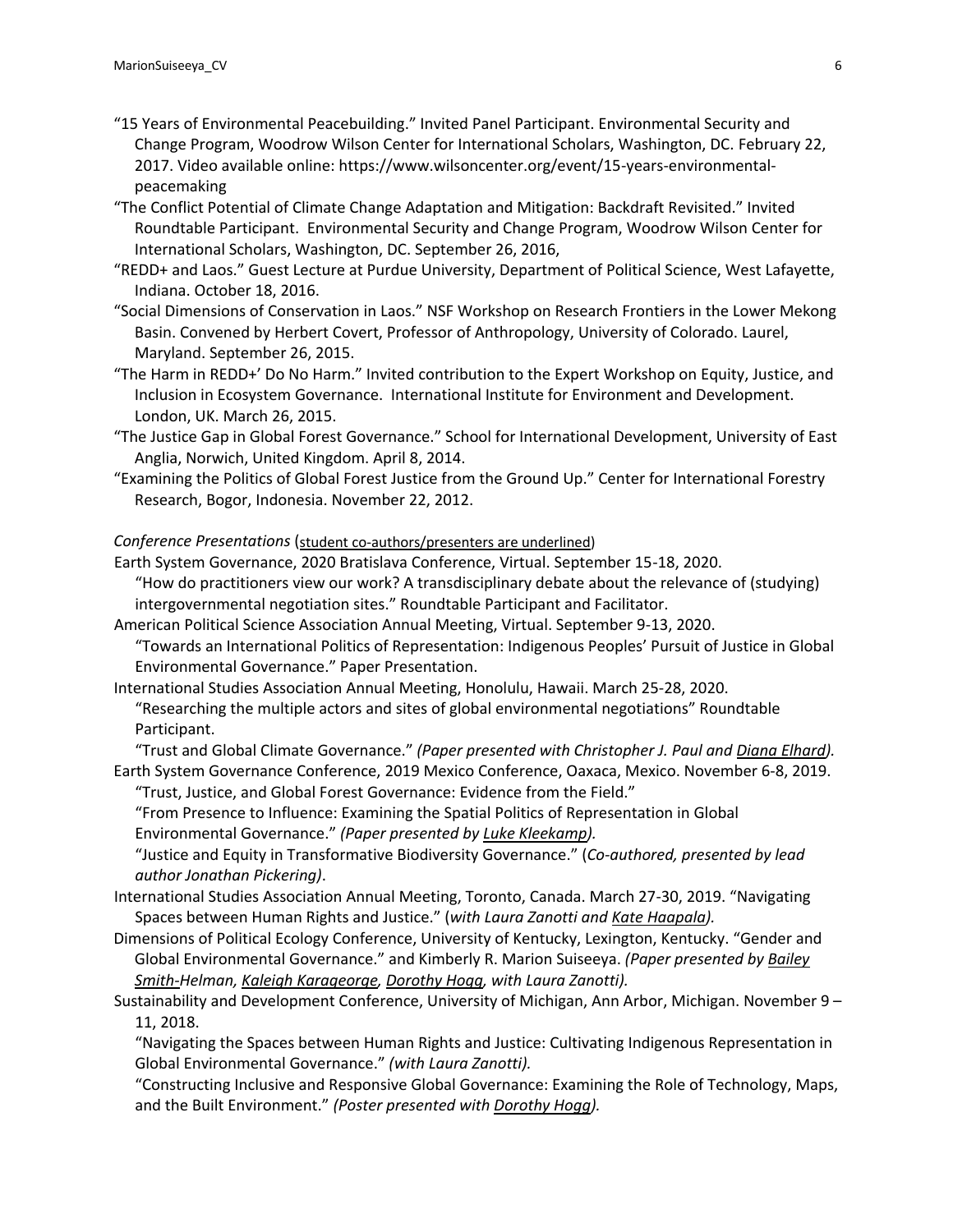"15 Years of Environmental Peacebuilding." Invited Panel Participant. Environmental Security and Change Program, Woodrow Wilson Center for International Scholars, Washington, DC. February 22, 2017. Video available online: https://www.wilsoncenter.org/event/15-years-environmental-peacemaking

"The Conflict Potential of Climate Change Adaptation and Mitigation: Backdraft Revisited." Invited Roundtable Participant. Environmental Security and Change Program, Woodrow Wilson Center for International Scholars, Washington, DC. September 26, 2016,

"REDD+ and Laos." Guest Lecture at Purdue University, Department of Political Science, West Lafayette, Indiana. October 18, 2016.

"Social Dimensions of Conservation in Laos." NSF Workshop on Research Frontiers in the Lower Mekong Basin. Convened by Herbert Covert, Professor of Anthropology, University of Colorado. Laurel, Maryland. September 26, 2015.

"The Harm in REDD+' Do No Harm." Invited contribution to the Expert Workshop on Equity, Justice, and Inclusion in Ecosystem Governance. International Institute for Environment and Development. London, UK. March 26, 2015.

"The Justice Gap in Global Forest Governance." School for International Development, University of East Anglia, Norwich, United Kingdom. April 8, 2014.

"Examining the Politics of Global Forest Justice from the Ground Up." Center for International Forestry Research, Bogor, Indonesia. November 22, 2012.

*Conference Presentations* (<u>student co-authors/presenters are underlined</u>)

Earth System Governance, 2020 Bratislava Conference, Virtual. September 15-18, 2020.
"How do practitioners view our work? A transdisciplinary debate about the relevance of (studying) intergovernmental negotiation sites." Roundtable Participant and Facilitator.

American Political Science Association Annual Meeting, Virtual. September 9-13, 2020.
"Towards an International Politics of Representation: Indigenous Peoples' Pursuit of Justice in Global Environmental Governance." Paper Presentation.

International Studies Association Annual Meeting, Honolulu, Hawaii. March 25-28, 2020.
"Researching the multiple actors and sites of global environmental negotiations" Roundtable Participant.
"Trust and Global Climate Governance." *(Paper presented with Christopher J. Paul and <u>Diana Elhard</u>).*

Earth System Governance Conference, 2019 Mexico Conference, Oaxaca, Mexico. November 6-8, 2019.
"Trust, Justice, and Global Forest Governance: Evidence from the Field."
"From Presence to Influence: Examining the Spatial Politics of Representation in Global Environmental Governance." *(Paper presented by <u>Luke Kleekamp</u>).*
"Justice and Equity in Transformative Biodiversity Governance." (*Co-authored, presented by lead author Jonathan Pickering)*.

International Studies Association Annual Meeting, Toronto, Canada. March 27-30, 2019. "Navigating Spaces between Human Rights and Justice." (*with Laura Zanotti and <u>Kate Haapala</u>).*

Dimensions of Political Ecology Conference, University of Kentucky, Lexington, Kentucky. "Gender and Global Environmental Governance." and Kimberly R. Marion Suiseeya. *(Paper presented by <u>Bailey Smith-</u>Helman, <u>Kaleigh Karageorge</u>, <u>Dorothy Hogg</u>, with Laura Zanotti).*

Sustainability and Development Conference, University of Michigan, Ann Arbor, Michigan. November 9 – 11, 2018.
"Navigating the Spaces between Human Rights and Justice: Cultivating Indigenous Representation in Global Environmental Governance." *(with Laura Zanotti).*
"Constructing Inclusive and Responsive Global Governance: Examining the Role of Technology, Maps, and the Built Environment." *(Poster presented with <u>Dorothy Hogg</u>).*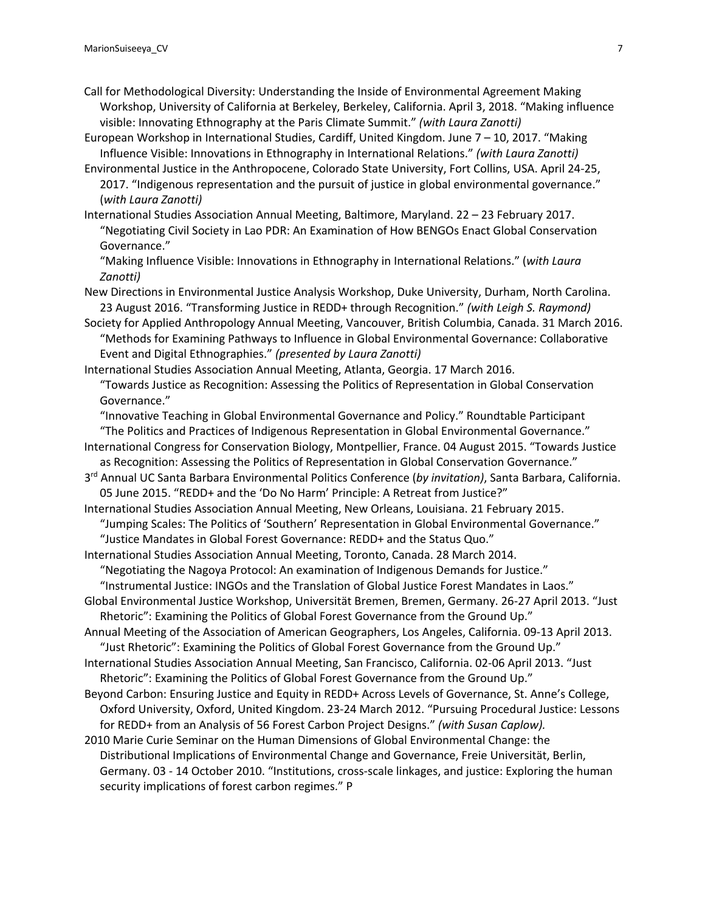Call for Methodological Diversity: Understanding the Inside of Environmental Agreement Making Workshop, University of California at Berkeley, Berkeley, California. April 3, 2018. “Making influence visible: Innovating Ethnography at the Paris Climate Summit.” *(with Laura Zanotti)*

European Workshop in International Studies, Cardiff, United Kingdom. June 7 – 10, 2017. “Making Influence Visible: Innovations in Ethnography in International Relations.” *(with Laura Zanotti)*

Environmental Justice in the Anthropocene, Colorado State University, Fort Collins, USA. April 24-25, 2017. “Indigenous representation and the pursuit of justice in global environmental governance.” (*with Laura Zanotti)*

International Studies Association Annual Meeting, Baltimore, Maryland. 22 – 23 February 2017.
“Negotiating Civil Society in Lao PDR: An Examination of How BENGOs Enact Global Conservation Governance.”
“Making Influence Visible: Innovations in Ethnography in International Relations.” (*with Laura Zanotti)*

New Directions in Environmental Justice Analysis Workshop, Duke University, Durham, North Carolina. 23 August 2016. “Transforming Justice in REDD+ through Recognition.” *(with Leigh S. Raymond)*

Society for Applied Anthropology Annual Meeting, Vancouver, British Columbia, Canada. 31 March 2016. “Methods for Examining Pathways to Influence in Global Environmental Governance: Collaborative Event and Digital Ethnographies.” *(presented by Laura Zanotti)*

International Studies Association Annual Meeting, Atlanta, Georgia. 17 March 2016.
“Towards Justice as Recognition: Assessing the Politics of Representation in Global Conservation Governance.”
“Innovative Teaching in Global Environmental Governance and Policy.” Roundtable Participant
“The Politics and Practices of Indigenous Representation in Global Environmental Governance.”

International Congress for Conservation Biology, Montpellier, France. 04 August 2015. “Towards Justice as Recognition: Assessing the Politics of Representation in Global Conservation Governance.”

3rd Annual UC Santa Barbara Environmental Politics Conference (*by invitation)*, Santa Barbara, California. 05 June 2015. “REDD+ and the ‘Do No Harm’ Principle: A Retreat from Justice?”

International Studies Association Annual Meeting, New Orleans, Louisiana. 21 February 2015.
“Jumping Scales: The Politics of ‘Southern’ Representation in Global Environmental Governance.”
“Justice Mandates in Global Forest Governance: REDD+ and the Status Quo.”

International Studies Association Annual Meeting, Toronto, Canada. 28 March 2014.
“Negotiating the Nagoya Protocol: An examination of Indigenous Demands for Justice.”
“Instrumental Justice: INGOs and the Translation of Global Justice Forest Mandates in Laos.”

Global Environmental Justice Workshop, Universität Bremen, Bremen, Germany. 26-27 April 2013. “Just Rhetoric”: Examining the Politics of Global Forest Governance from the Ground Up.”

Annual Meeting of the Association of American Geographers, Los Angeles, California. 09-13 April 2013. “Just Rhetoric”: Examining the Politics of Global Forest Governance from the Ground Up.”

International Studies Association Annual Meeting, San Francisco, California. 02-06 April 2013. “Just Rhetoric”: Examining the Politics of Global Forest Governance from the Ground Up.”

Beyond Carbon: Ensuring Justice and Equity in REDD+ Across Levels of Governance, St. Anne’s College, Oxford University, Oxford, United Kingdom. 23-24 March 2012. “Pursuing Procedural Justice: Lessons for REDD+ from an Analysis of 56 Forest Carbon Project Designs.” *(with Susan Caplow).*

2010 Marie Curie Seminar on the Human Dimensions of Global Environmental Change: the Distributional Implications of Environmental Change and Governance, Freie Universität, Berlin, Germany. 03 - 14 October 2010. “Institutions, cross-scale linkages, and justice: Exploring the human security implications of forest carbon regimes.” P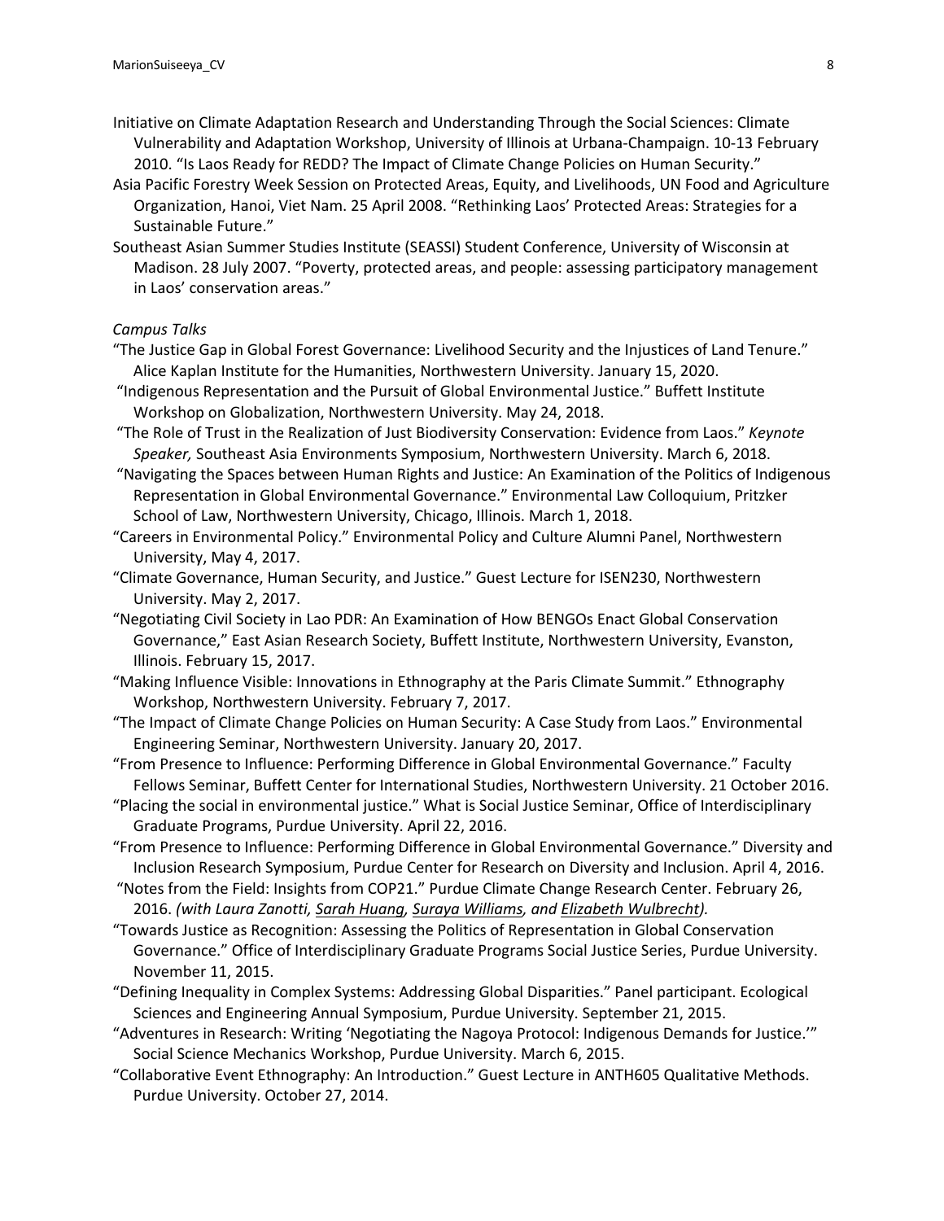Initiative on Climate Adaptation Research and Understanding Through the Social Sciences: Climate Vulnerability and Adaptation Workshop, University of Illinois at Urbana-Champaign. 10-13 February 2010. "Is Laos Ready for REDD? The Impact of Climate Change Policies on Human Security."

Asia Pacific Forestry Week Session on Protected Areas, Equity, and Livelihoods, UN Food and Agriculture Organization, Hanoi, Viet Nam. 25 April 2008. "Rethinking Laos' Protected Areas: Strategies for a Sustainable Future."

Southeast Asian Summer Studies Institute (SEASSI) Student Conference, University of Wisconsin at Madison. 28 July 2007. "Poverty, protected areas, and people: assessing participatory management in Laos' conservation areas."

*Campus Talks*

"The Justice Gap in Global Forest Governance: Livelihood Security and the Injustices of Land Tenure." Alice Kaplan Institute for the Humanities, Northwestern University. January 15, 2020.

"Indigenous Representation and the Pursuit of Global Environmental Justice." Buffett Institute Workshop on Globalization, Northwestern University. May 24, 2018.

"The Role of Trust in the Realization of Just Biodiversity Conservation: Evidence from Laos." *Keynote Speaker,* Southeast Asia Environments Symposium, Northwestern University. March 6, 2018.

"Navigating the Spaces between Human Rights and Justice: An Examination of the Politics of Indigenous Representation in Global Environmental Governance." Environmental Law Colloquium, Pritzker School of Law, Northwestern University, Chicago, Illinois. March 1, 2018.

"Careers in Environmental Policy." Environmental Policy and Culture Alumni Panel, Northwestern University, May 4, 2017.

"Climate Governance, Human Security, and Justice." Guest Lecture for ISEN230, Northwestern University. May 2, 2017.

"Negotiating Civil Society in Lao PDR: An Examination of How BENGOs Enact Global Conservation Governance," East Asian Research Society, Buffett Institute, Northwestern University, Evanston, Illinois. February 15, 2017.

"Making Influence Visible: Innovations in Ethnography at the Paris Climate Summit." Ethnography Workshop, Northwestern University. February 7, 2017.

"The Impact of Climate Change Policies on Human Security: A Case Study from Laos." Environmental Engineering Seminar, Northwestern University. January 20, 2017.

"From Presence to Influence: Performing Difference in Global Environmental Governance." Faculty Fellows Seminar, Buffett Center for International Studies, Northwestern University. 21 October 2016.

"Placing the social in environmental justice." What is Social Justice Seminar, Office of Interdisciplinary Graduate Programs, Purdue University. April 22, 2016.

"From Presence to Influence: Performing Difference in Global Environmental Governance." Diversity and Inclusion Research Symposium, Purdue Center for Research on Diversity and Inclusion. April 4, 2016.

"Notes from the Field: Insights from COP21." Purdue Climate Change Research Center. February 26, 2016. *(with Laura Zanotti, Sarah Huang, Suraya Williams, and Elizabeth Wulbrecht).*

"Towards Justice as Recognition: Assessing the Politics of Representation in Global Conservation Governance." Office of Interdisciplinary Graduate Programs Social Justice Series, Purdue University. November 11, 2015.

"Defining Inequality in Complex Systems: Addressing Global Disparities." Panel participant. Ecological Sciences and Engineering Annual Symposium, Purdue University. September 21, 2015.

"Adventures in Research: Writing 'Negotiating the Nagoya Protocol: Indigenous Demands for Justice.'" Social Science Mechanics Workshop, Purdue University. March 6, 2015.

"Collaborative Event Ethnography: An Introduction." Guest Lecture in ANTH605 Qualitative Methods. Purdue University. October 27, 2014.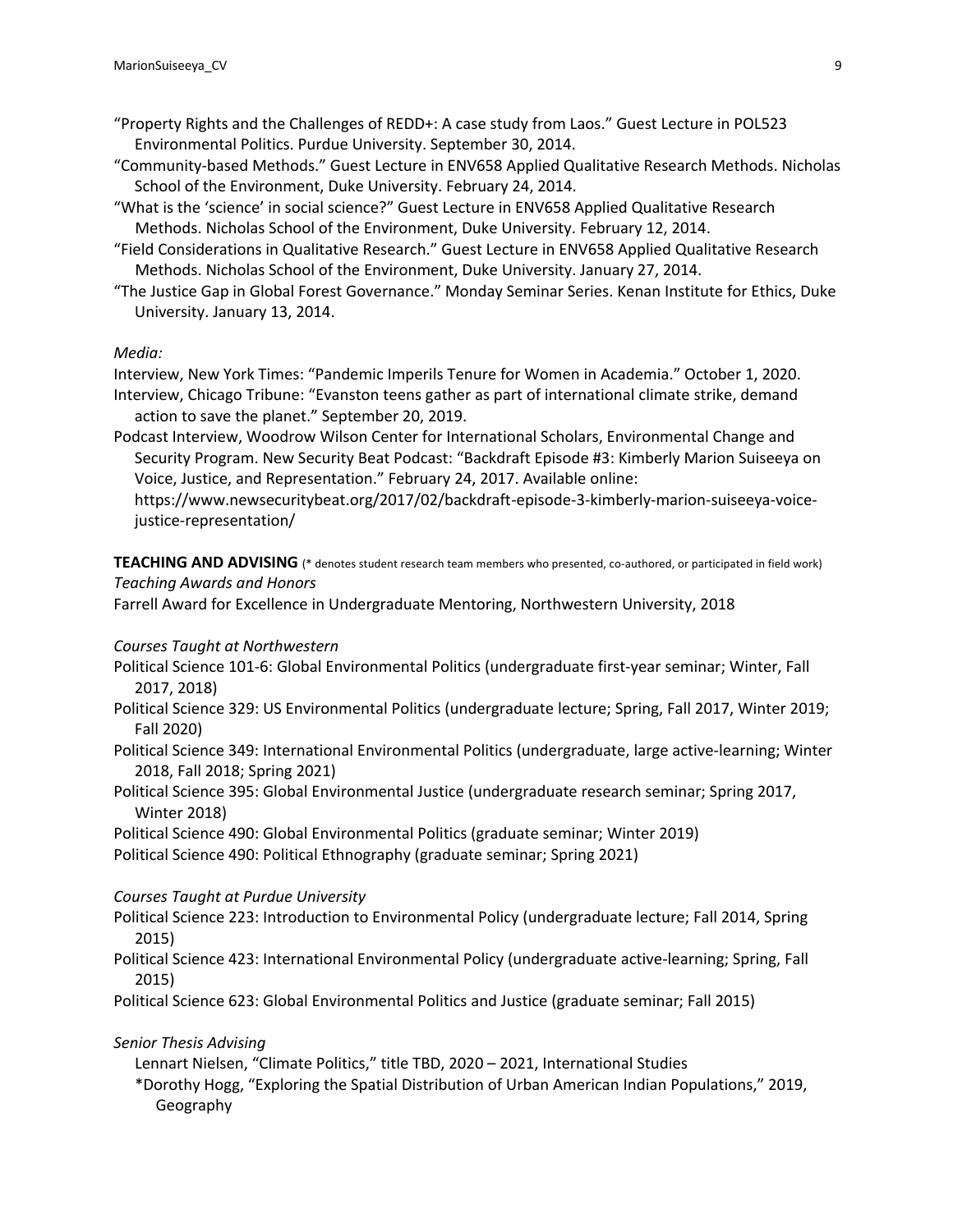"Property Rights and the Challenges of REDD+: A case study from Laos." Guest Lecture in POL523 Environmental Politics. Purdue University. September 30, 2014.

"Community-based Methods." Guest Lecture in ENV658 Applied Qualitative Research Methods. Nicholas School of the Environment, Duke University. February 24, 2014.

"What is the 'science' in social science?" Guest Lecture in ENV658 Applied Qualitative Research Methods. Nicholas School of the Environment, Duke University. February 12, 2014.

"Field Considerations in Qualitative Research." Guest Lecture in ENV658 Applied Qualitative Research Methods. Nicholas School of the Environment, Duke University. January 27, 2014.

"The Justice Gap in Global Forest Governance." Monday Seminar Series. Kenan Institute for Ethics, Duke University. January 13, 2014.

*Media:*

Interview, New York Times: "Pandemic Imperils Tenure for Women in Academia." October 1, 2020.

Interview, Chicago Tribune: "Evanston teens gather as part of international climate strike, demand action to save the planet." September 20, 2019.

Podcast Interview, Woodrow Wilson Center for International Scholars, Environmental Change and Security Program. New Security Beat Podcast: "Backdraft Episode #3: Kimberly Marion Suiseeya on Voice, Justice, and Representation." February 24, 2017. Available online: https://www.newsecuritybeat.org/2017/02/backdraft-episode-3-kimberly-marion-suiseeya-voice-justice-representation/

**TEACHING AND ADVISING** (* denotes student research team members who presented, co-authored, or participated in field work)

*Teaching Awards and Honors*

Farrell Award for Excellence in Undergraduate Mentoring, Northwestern University, 2018

*Courses Taught at Northwestern*

Political Science 101-6: Global Environmental Politics (undergraduate first-year seminar; Winter, Fall 2017, 2018)

Political Science 329: US Environmental Politics (undergraduate lecture; Spring, Fall 2017, Winter 2019; Fall 2020)

Political Science 349: International Environmental Politics (undergraduate, large active-learning; Winter 2018, Fall 2018; Spring 2021)

Political Science 395: Global Environmental Justice (undergraduate research seminar; Spring 2017, Winter 2018)

Political Science 490: Global Environmental Politics (graduate seminar; Winter 2019)

Political Science 490: Political Ethnography (graduate seminar; Spring 2021)

*Courses Taught at Purdue University*

Political Science 223: Introduction to Environmental Policy (undergraduate lecture; Fall 2014, Spring 2015)

Political Science 423: International Environmental Policy (undergraduate active-learning; Spring, Fall 2015)

Political Science 623: Global Environmental Politics and Justice (graduate seminar; Fall 2015)

*Senior Thesis Advising*

Lennart Nielsen, "Climate Politics," title TBD, 2020 – 2021, International Studies

*Dorothy Hogg, "Exploring the Spatial Distribution of Urban American Indian Populations," 2019, Geography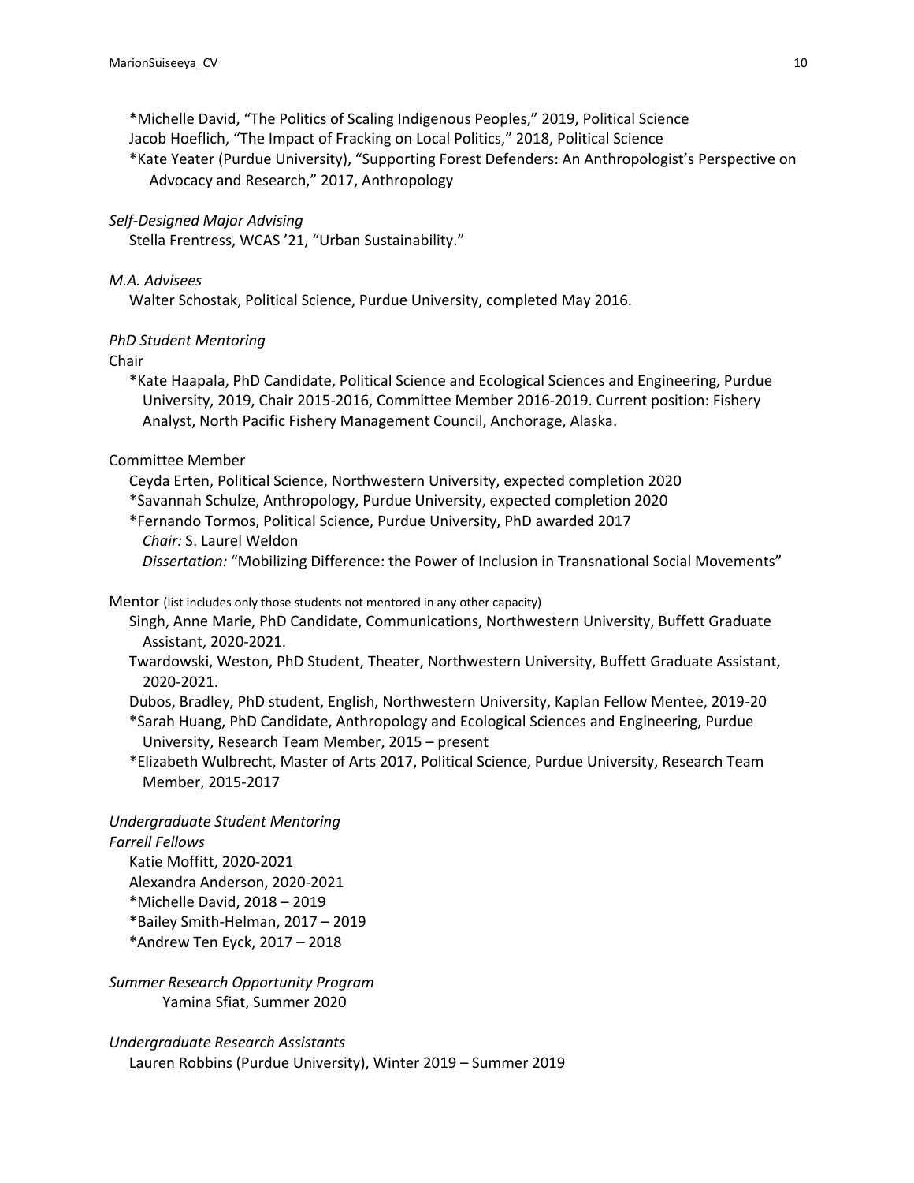*Michelle David, "The Politics of Scaling Indigenous Peoples," 2019, Political Science
Jacob Hoeflich, "The Impact of Fracking on Local Politics," 2018, Political Science
*Kate Yeater (Purdue University), "Supporting Forest Defenders: An Anthropologist's Perspective on Advocacy and Research," 2017, Anthropology

*Self-Designed Major Advising*

Stella Frentress, WCAS '21, "Urban Sustainability."

*M.A. Advisees*

Walter Schostak, Political Science, Purdue University, completed May 2016.

*PhD Student Mentoring*

Chair

*Kate Haapala, PhD Candidate, Political Science and Ecological Sciences and Engineering, Purdue University, 2019, Chair 2015-2016, Committee Member 2016-2019. Current position: Fishery Analyst, North Pacific Fishery Management Council, Anchorage, Alaska.

Committee Member

Ceyda Erten, Political Science, Northwestern University, expected completion 2020
*Savannah Schulze, Anthropology, Purdue University, expected completion 2020
*Fernando Tormos, Political Science, Purdue University, PhD awarded 2017
*Chair:* S. Laurel Weldon
*Dissertation:* "Mobilizing Difference: the Power of Inclusion in Transnational Social Movements"

Mentor (list includes only those students not mentored in any other capacity)

Singh, Anne Marie, PhD Candidate, Communications, Northwestern University, Buffett Graduate Assistant, 2020-2021.
Twardowski, Weston, PhD Student, Theater, Northwestern University, Buffett Graduate Assistant, 2020-2021.
Dubos, Bradley, PhD student, English, Northwestern University, Kaplan Fellow Mentee, 2019-20
*Sarah Huang, PhD Candidate, Anthropology and Ecological Sciences and Engineering, Purdue University, Research Team Member, 2015 – present
*Elizabeth Wulbrecht, Master of Arts 2017, Political Science, Purdue University, Research Team Member, 2015-2017

*Undergraduate Student Mentoring*

*Farrell Fellows*

Katie Moffitt, 2020-2021
Alexandra Anderson, 2020-2021
*Michelle David, 2018 – 2019
*Bailey Smith-Helman, 2017 – 2019
*Andrew Ten Eyck, 2017 – 2018

*Summer Research Opportunity Program*

Yamina Sfiat, Summer 2020

*Undergraduate Research Assistants*

Lauren Robbins (Purdue University), Winter 2019 – Summer 2019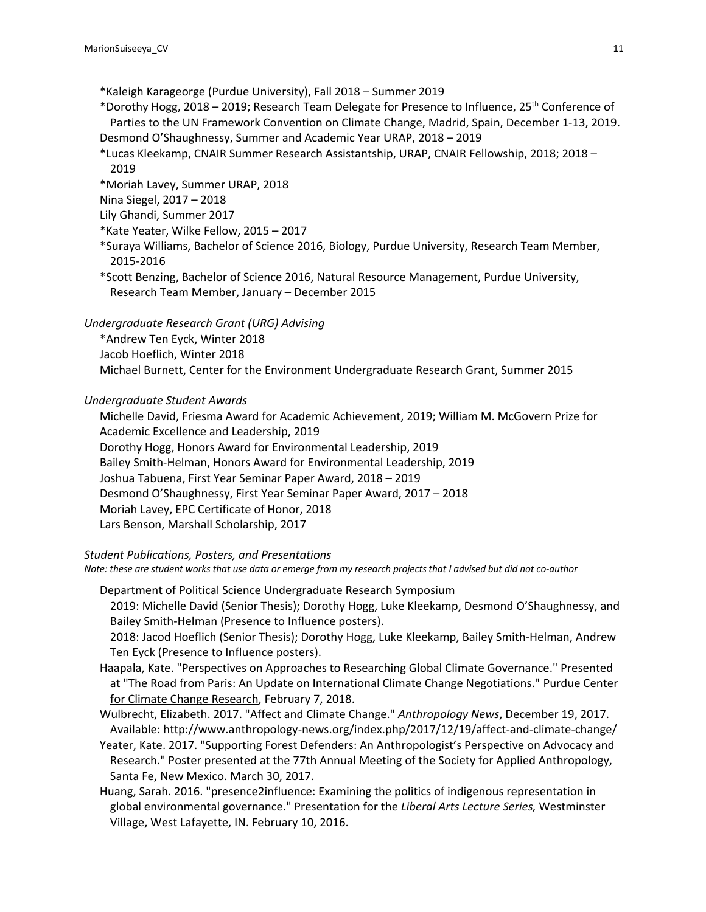*Kaleigh Karageorge (Purdue University), Fall 2018 – Summer 2019

*Dorothy Hogg, 2018 – 2019; Research Team Delegate for Presence to Influence, 25th Conference of Parties to the UN Framework Convention on Climate Change, Madrid, Spain, December 1-13, 2019.

Desmond O'Shaughnessy, Summer and Academic Year URAP, 2018 – 2019

*Lucas Kleekamp, CNAIR Summer Research Assistantship, URAP, CNAIR Fellowship, 2018; 2018 – 2019

*Moriah Lavey, Summer URAP, 2018

Nina Siegel, 2017 – 2018

Lily Ghandi, Summer 2017

*Kate Yeater, Wilke Fellow, 2015 – 2017

*Suraya Williams, Bachelor of Science 2016, Biology, Purdue University, Research Team Member, 2015-2016

*Scott Benzing, Bachelor of Science 2016, Natural Resource Management, Purdue University, Research Team Member, January – December 2015

*Undergraduate Research Grant (URG) Advising*

*Andrew Ten Eyck, Winter 2018

Jacob Hoeflich, Winter 2018

Michael Burnett, Center for the Environment Undergraduate Research Grant, Summer 2015

*Undergraduate Student Awards*

Michelle David, Friesma Award for Academic Achievement, 2019; William M. McGovern Prize for Academic Excellence and Leadership, 2019

Dorothy Hogg, Honors Award for Environmental Leadership, 2019

Bailey Smith-Helman, Honors Award for Environmental Leadership, 2019

Joshua Tabuena, First Year Seminar Paper Award, 2018 – 2019

Desmond O'Shaughnessy, First Year Seminar Paper Award, 2017 – 2018

Moriah Lavey, EPC Certificate of Honor, 2018

Lars Benson, Marshall Scholarship, 2017

*Student Publications, Posters, and Presentations*

*Note: these are student works that use data or emerge from my research projects that I advised but did not co-author*

Department of Political Science Undergraduate Research Symposium

2019: Michelle David (Senior Thesis); Dorothy Hogg, Luke Kleekamp, Desmond O'Shaughnessy, and Bailey Smith-Helman (Presence to Influence posters).

2018: Jacod Hoeflich (Senior Thesis); Dorothy Hogg, Luke Kleekamp, Bailey Smith-Helman, Andrew Ten Eyck (Presence to Influence posters).

Haapala, Kate. "Perspectives on Approaches to Researching Global Climate Governance." Presented at "The Road from Paris: An Update on International Climate Change Negotiations." Purdue Center for Climate Change Research, February 7, 2018.

Wulbrecht, Elizabeth. 2017. "Affect and Climate Change." *Anthropology News*, December 19, 2017. Available: http://www.anthropology-news.org/index.php/2017/12/19/affect-and-climate-change/

Yeater, Kate. 2017. "Supporting Forest Defenders: An Anthropologist's Perspective on Advocacy and Research." Poster presented at the 77th Annual Meeting of the Society for Applied Anthropology, Santa Fe, New Mexico. March 30, 2017.

Huang, Sarah. 2016. "presence2influence: Examining the politics of indigenous representation in global environmental governance." Presentation for the *Liberal Arts Lecture Series,* Westminster Village, West Lafayette, IN. February 10, 2016.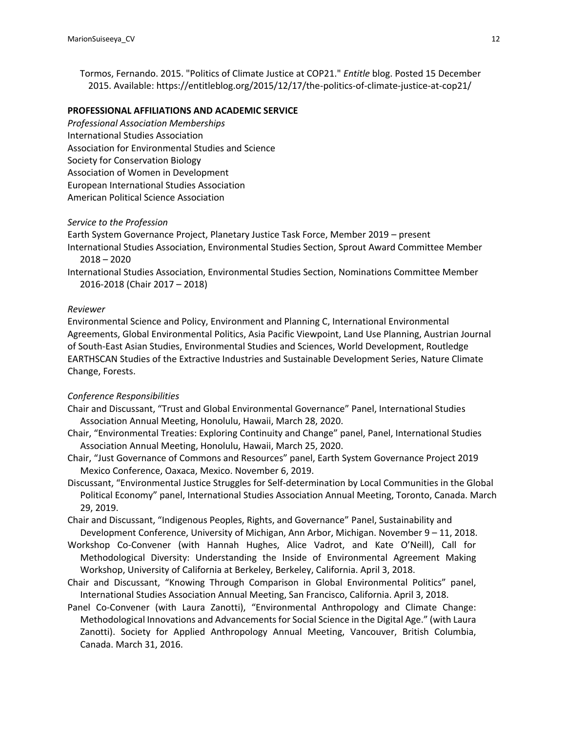Tormos, Fernando. 2015. "Politics of Climate Justice at COP21." *Entitle* blog. Posted 15 December 2015. Available: https://entitleblog.org/2015/12/17/the-politics-of-climate-justice-at-cop21/

**PROFESSIONAL AFFILIATIONS AND ACADEMIC SERVICE**

*Professional Association Memberships*

International Studies Association
Association for Environmental Studies and Science
Society for Conservation Biology
Association of Women in Development
European International Studies Association
American Political Science Association

*Service to the Profession*

Earth System Governance Project, Planetary Justice Task Force, Member 2019 – present

International Studies Association, Environmental Studies Section, Sprout Award Committee Member 2018 – 2020

International Studies Association, Environmental Studies Section, Nominations Committee Member 2016-2018 (Chair 2017 – 2018)

*Reviewer*

Environmental Science and Policy, Environment and Planning C, International Environmental Agreements, Global Environmental Politics, Asia Pacific Viewpoint, Land Use Planning, Austrian Journal of South-East Asian Studies, Environmental Studies and Sciences, World Development, Routledge EARTHSCAN Studies of the Extractive Industries and Sustainable Development Series, Nature Climate Change, Forests.

*Conference Responsibilities*

Chair and Discussant, "Trust and Global Environmental Governance" Panel, International Studies Association Annual Meeting, Honolulu, Hawaii, March 28, 2020.

Chair, "Environmental Treaties: Exploring Continuity and Change" panel, Panel, International Studies Association Annual Meeting, Honolulu, Hawaii, March 25, 2020.

Chair, "Just Governance of Commons and Resources" panel, Earth System Governance Project 2019 Mexico Conference, Oaxaca, Mexico. November 6, 2019.

Discussant, "Environmental Justice Struggles for Self-determination by Local Communities in the Global Political Economy" panel, International Studies Association Annual Meeting, Toronto, Canada. March 29, 2019.

Chair and Discussant, "Indigenous Peoples, Rights, and Governance" Panel, Sustainability and Development Conference, University of Michigan, Ann Arbor, Michigan. November 9 – 11, 2018.

Workshop Co-Convener (with Hannah Hughes, Alice Vadrot, and Kate O'Neill), Call for Methodological Diversity: Understanding the Inside of Environmental Agreement Making Workshop, University of California at Berkeley, Berkeley, California. April 3, 2018.

Chair and Discussant, "Knowing Through Comparison in Global Environmental Politics" panel, International Studies Association Annual Meeting, San Francisco, California. April 3, 2018.

Panel Co-Convener (with Laura Zanotti), "Environmental Anthropology and Climate Change: Methodological Innovations and Advancements for Social Science in the Digital Age." (with Laura Zanotti). Society for Applied Anthropology Annual Meeting, Vancouver, British Columbia, Canada. March 31, 2016.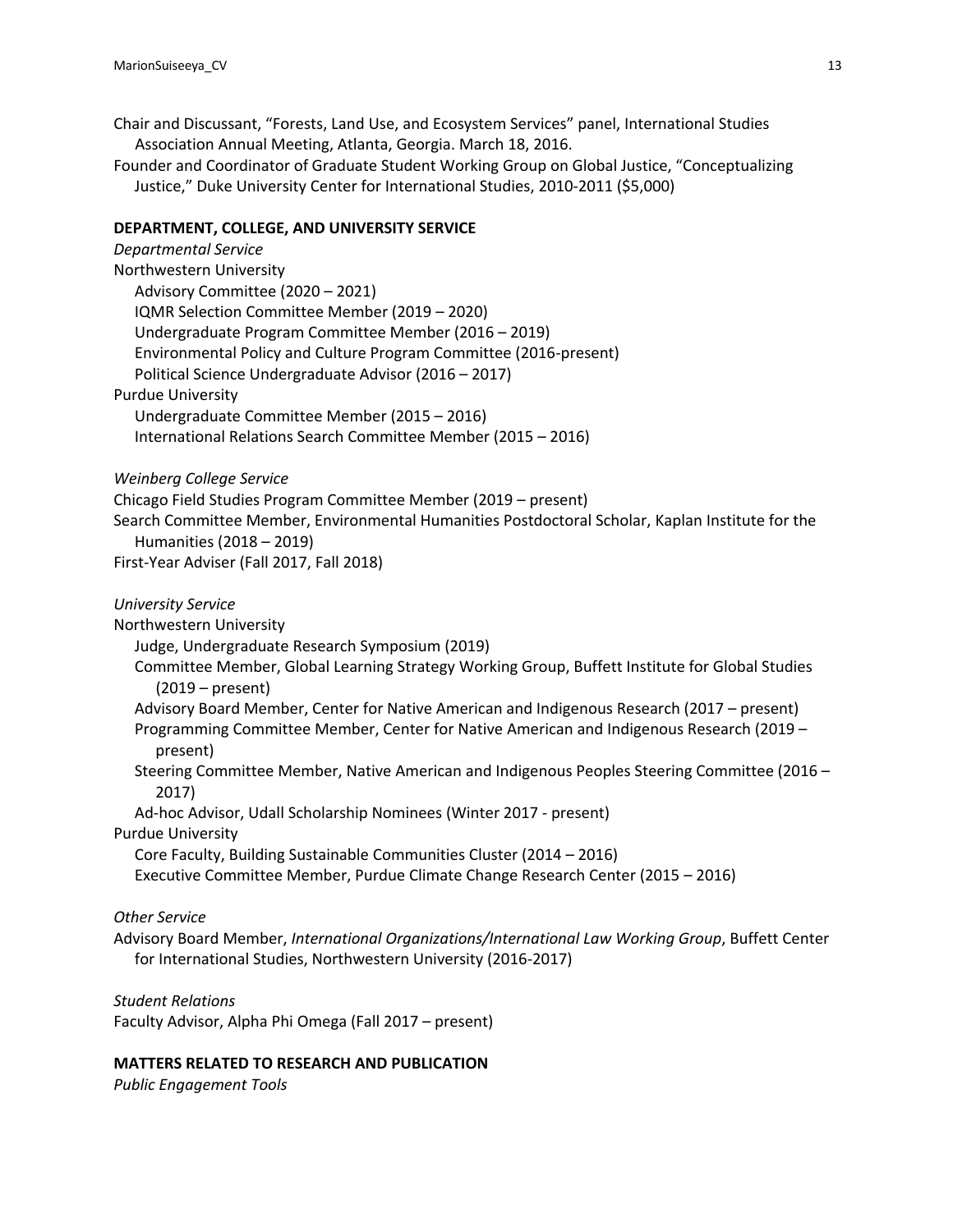Chair and Discussant, "Forests, Land Use, and Ecosystem Services" panel, International Studies Association Annual Meeting, Atlanta, Georgia. March 18, 2016.

Founder and Coordinator of Graduate Student Working Group on Global Justice, "Conceptualizing Justice," Duke University Center for International Studies, 2010-2011 ($5,000)

## DEPARTMENT, COLLEGE, AND UNIVERSITY SERVICE

*Departmental Service*

Northwestern University
- Advisory Committee (2020 – 2021)
- IQMR Selection Committee Member (2019 – 2020)
- Undergraduate Program Committee Member (2016 – 2019)
- Environmental Policy and Culture Program Committee (2016-present)
- Political Science Undergraduate Advisor (2016 – 2017)

Purdue University
- Undergraduate Committee Member (2015 – 2016)
- International Relations Search Committee Member (2015 – 2016)

*Weinberg College Service*

Chicago Field Studies Program Committee Member (2019 – present)

Search Committee Member, Environmental Humanities Postdoctoral Scholar, Kaplan Institute for the Humanities (2018 – 2019)

First-Year Adviser (Fall 2017, Fall 2018)

*University Service*

Northwestern University
- Judge, Undergraduate Research Symposium (2019)
- Committee Member, Global Learning Strategy Working Group, Buffett Institute for Global Studies (2019 – present)
- Advisory Board Member, Center for Native American and Indigenous Research (2017 – present)
- Programming Committee Member, Center for Native American and Indigenous Research (2019 – present)
- Steering Committee Member, Native American and Indigenous Peoples Steering Committee (2016 – 2017)
- Ad-hoc Advisor, Udall Scholarship Nominees (Winter 2017 - present)

Purdue University
- Core Faculty, Building Sustainable Communities Cluster (2014 – 2016)
- Executive Committee Member, Purdue Climate Change Research Center (2015 – 2016)

*Other Service*

Advisory Board Member, *International Organizations/International Law Working Group*, Buffett Center for International Studies, Northwestern University (2016-2017)

*Student Relations*

Faculty Advisor, Alpha Phi Omega (Fall 2017 – present)

## MATTERS RELATED TO RESEARCH AND PUBLICATION

*Public Engagement Tools*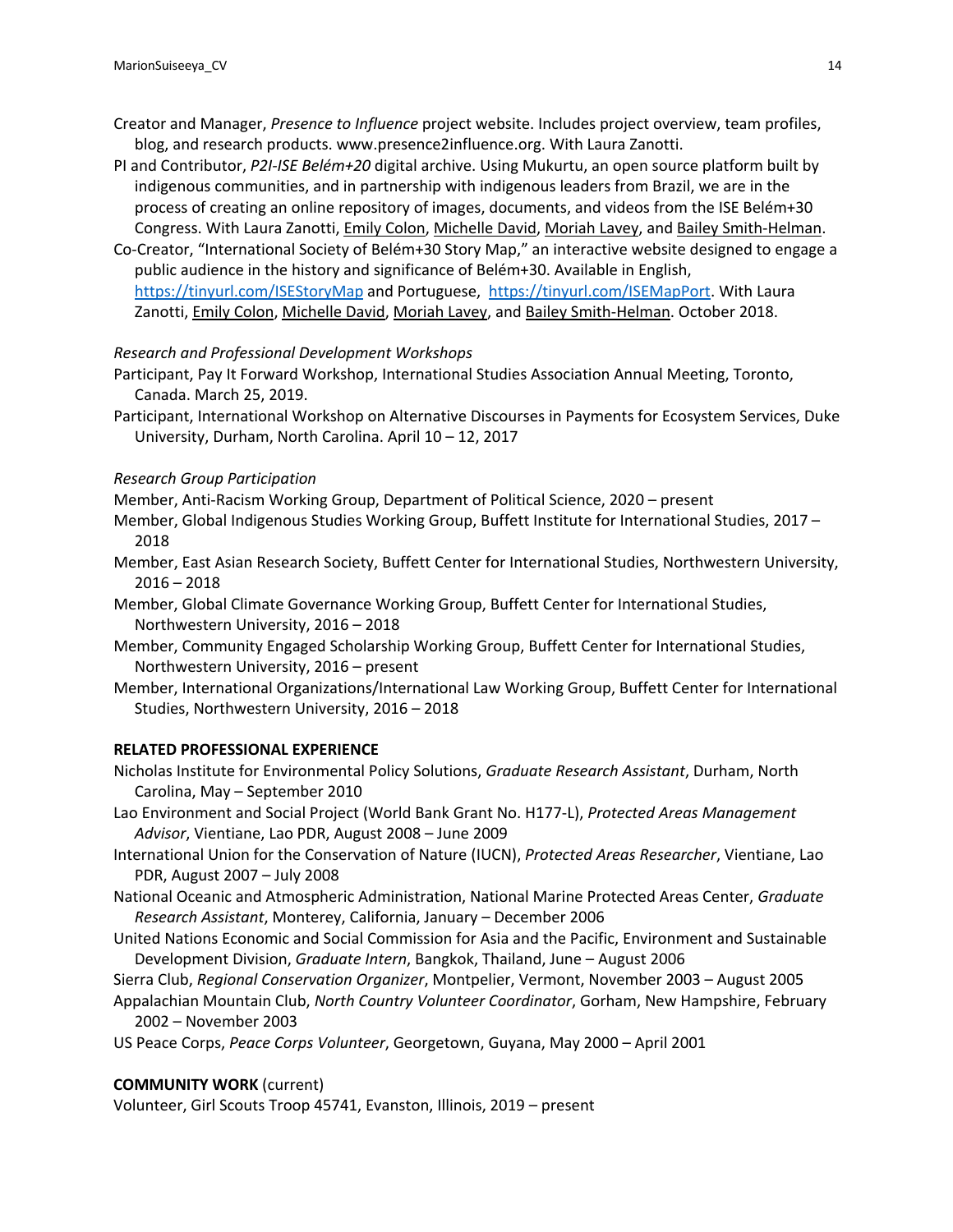Creator and Manager, *Presence to Influence* project website. Includes project overview, team profiles, blog, and research products. www.presence2influence.org. With Laura Zanotti.

PI and Contributor, *P2I-ISE Belém+20* digital archive. Using Mukurtu, an open source platform built by indigenous communities, and in partnership with indigenous leaders from Brazil, we are in the process of creating an online repository of images, documents, and videos from the ISE Belém+30 Congress. With Laura Zanotti, Emily Colon, Michelle David, Moriah Lavey, and Bailey Smith-Helman.

Co-Creator, "International Society of Belém+30 Story Map," an interactive website designed to engage a public audience in the history and significance of Belém+30. Available in English, https://tinyurl.com/ISEStoryMap and Portuguese, https://tinyurl.com/ISEMapPort. With Laura Zanotti, Emily Colon, Michelle David, Moriah Lavey, and Bailey Smith-Helman. October 2018.

*Research and Professional Development Workshops*

Participant, Pay It Forward Workshop, International Studies Association Annual Meeting, Toronto, Canada. March 25, 2019.

Participant, International Workshop on Alternative Discourses in Payments for Ecosystem Services, Duke University, Durham, North Carolina. April 10 – 12, 2017

*Research Group Participation*

Member, Anti-Racism Working Group, Department of Political Science, 2020 – present

Member, Global Indigenous Studies Working Group, Buffett Institute for International Studies, 2017 – 2018

Member, East Asian Research Society, Buffett Center for International Studies, Northwestern University, 2016 – 2018

Member, Global Climate Governance Working Group, Buffett Center for International Studies, Northwestern University, 2016 – 2018

Member, Community Engaged Scholarship Working Group, Buffett Center for International Studies, Northwestern University, 2016 – present

Member, International Organizations/International Law Working Group, Buffett Center for International Studies, Northwestern University, 2016 – 2018

**RELATED PROFESSIONAL EXPERIENCE**

Nicholas Institute for Environmental Policy Solutions, *Graduate Research Assistant*, Durham, North Carolina, May – September 2010

Lao Environment and Social Project (World Bank Grant No. H177-L), *Protected Areas Management Advisor*, Vientiane, Lao PDR, August 2008 – June 2009

International Union for the Conservation of Nature (IUCN), *Protected Areas Researcher*, Vientiane, Lao PDR, August 2007 – July 2008

National Oceanic and Atmospheric Administration, National Marine Protected Areas Center, *Graduate Research Assistant*, Monterey, California, January – December 2006

United Nations Economic and Social Commission for Asia and the Pacific, Environment and Sustainable Development Division, *Graduate Intern*, Bangkok, Thailand, June – August 2006

Sierra Club, *Regional Conservation Organizer*, Montpelier, Vermont, November 2003 – August 2005

Appalachian Mountain Club, *North Country Volunteer Coordinator*, Gorham, New Hampshire, February 2002 – November 2003

US Peace Corps, *Peace Corps Volunteer*, Georgetown, Guyana, May 2000 – April 2001

**COMMUNITY WORK** (current)

Volunteer, Girl Scouts Troop 45741, Evanston, Illinois, 2019 – present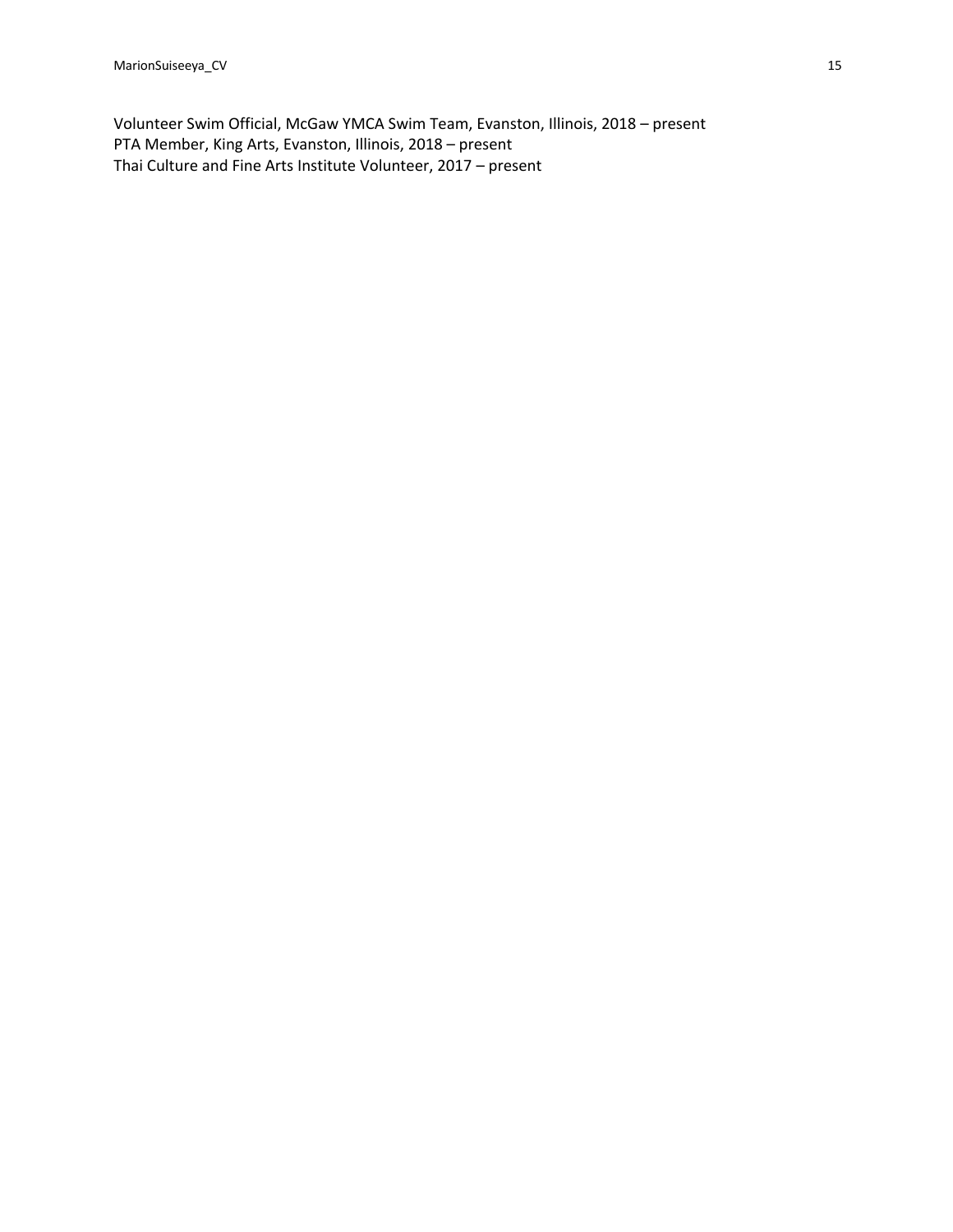Volunteer Swim Official, McGaw YMCA Swim Team, Evanston, Illinois, 2018 – present
PTA Member, King Arts, Evanston, Illinois, 2018 – present
Thai Culture and Fine Arts Institute Volunteer, 2017 – present